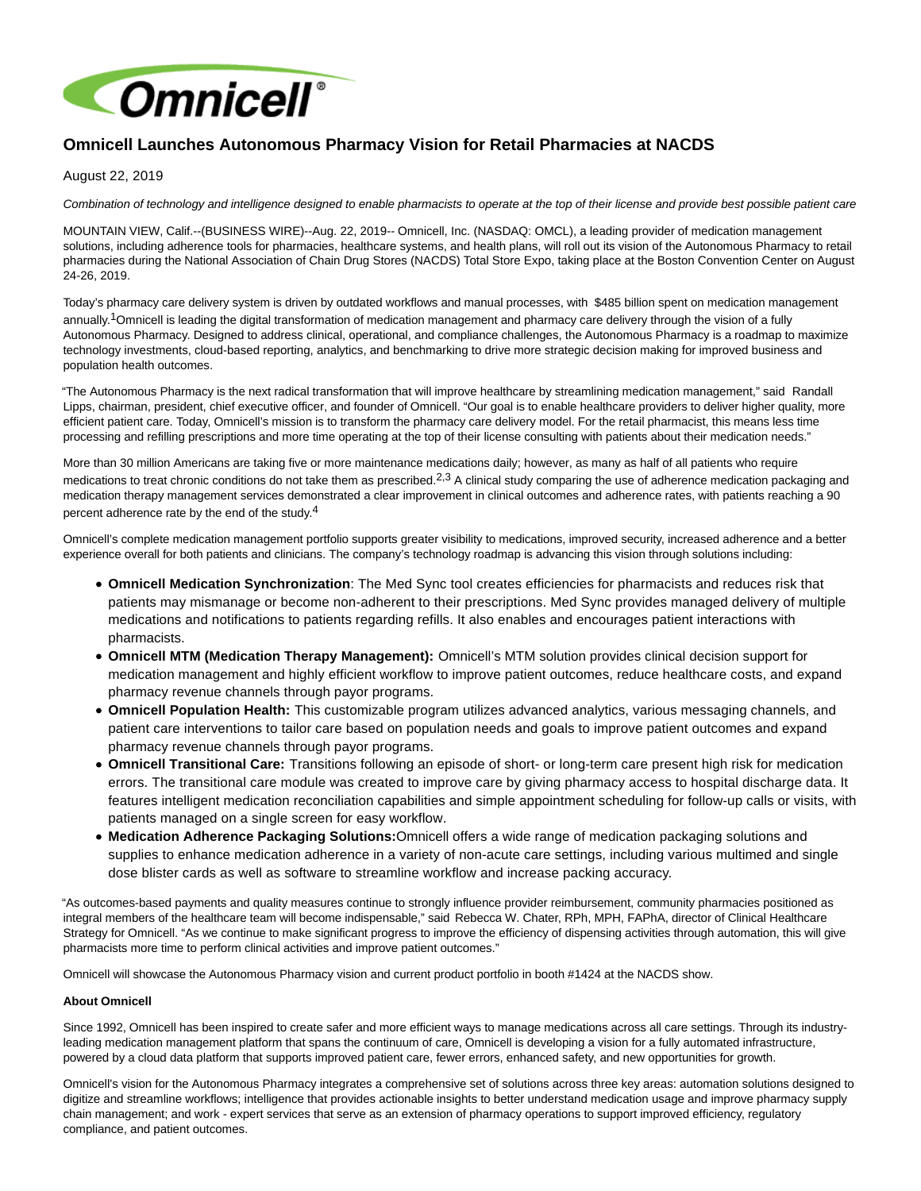# Omnicell Launches Autonomous Pharmacy Vision for Retail Pharmacies at NACDS

August 22, 2019

*Combination of technology and intelligence designed to enable pharmacists to operate at the top of their license and provide best possible patient care*

MOUNTAIN VIEW, Calif.--(BUSINESS WIRE)--Aug. 22, 2019-- Omnicell, Inc. (NASDAQ: OMCL), a leading provider of medication management solutions, including adherence tools for pharmacies, healthcare systems, and health plans, will roll out its vision of the Autonomous Pharmacy to retail pharmacies during the National Association of Chain Drug Stores (NACDS) Total Store Expo, taking place at the Boston Convention Center on August 24-26, 2019.

Today's pharmacy care delivery system is driven by outdated workflows and manual processes, with $485 billion spent on medication management annually.[1] Omnicell is leading the digital transformation of medication management and pharmacy care delivery through the vision of a fully Autonomous Pharmacy. Designed to address clinical, operational, and compliance challenges, the Autonomous Pharmacy is a roadmap to maximize technology investments, cloud-based reporting, analytics, and benchmarking to drive more strategic decision making for improved business and population health outcomes.

"The Autonomous Pharmacy is the next radical transformation that will improve healthcare by streamlining medication management," said Randall Lipps, chairman, president, chief executive officer, and founder of Omnicell. "Our goal is to enable healthcare providers to deliver higher quality, more efficient patient care. Today, Omnicell's mission is to transform the pharmacy care delivery model. For the retail pharmacist, this means less time processing and refilling prescriptions and more time operating at the top of their license consulting with patients about their medication needs."

More than 30 million Americans are taking five or more maintenance medications daily; however, as many as half of all patients who require medications to treat chronic conditions do not take them as prescribed.[2,3] A clinical study comparing the use of adherence medication packaging and medication therapy management services demonstrated a clear improvement in clinical outcomes and adherence rates, with patients reaching a 90 percent adherence rate by the end of the study.[4]

Omnicell's complete medication management portfolio supports greater visibility to medications, improved security, increased adherence and a better experience overall for both patients and clinicians. The company's technology roadmap is advancing this vision through solutions including:

- **Omnicell Medication Synchronization**: The Med Sync tool creates efficiencies for pharmacists and reduces risk that patients may mismanage or become non-adherent to their prescriptions. Med Sync provides managed delivery of multiple medications and notifications to patients regarding refills. It also enables and encourages patient interactions with pharmacists.
- **Omnicell MTM (Medication Therapy Management):** Omnicell's MTM solution provides clinical decision support for medication management and highly efficient workflow to improve patient outcomes, reduce healthcare costs, and expand pharmacy revenue channels through payor programs.
- **Omnicell Population Health:** This customizable program utilizes advanced analytics, various messaging channels, and patient care interventions to tailor care based on population needs and goals to improve patient outcomes and expand pharmacy revenue channels through payor programs.
- **Omnicell Transitional Care:** Transitions following an episode of short- or long-term care present high risk for medication errors. The transitional care module was created to improve care by giving pharmacy access to hospital discharge data. It features intelligent medication reconciliation capabilities and simple appointment scheduling for follow-up calls or visits, with patients managed on a single screen for easy workflow.
- **Medication Adherence Packaging Solutions:** Omnicell offers a wide range of medication packaging solutions and supplies to enhance medication adherence in a variety of non-acute care settings, including various multimed and single dose blister cards as well as software to streamline workflow and increase packing accuracy.

"As outcomes-based payments and quality measures continue to strongly influence provider reimbursement, community pharmacies positioned as integral members of the healthcare team will become indispensable," said Rebecca W. Chater, RPh, MPH, FAPhA, director of Clinical Healthcare Strategy for Omnicell. "As we continue to make significant progress to improve the efficiency of dispensing activities through automation, this will give pharmacists more time to perform clinical activities and improve patient outcomes."

Omnicell will showcase the Autonomous Pharmacy vision and current product portfolio in booth #1424 at the NACDS show.

**About Omnicell**

Since 1992, Omnicell has been inspired to create safer and more efficient ways to manage medications across all care settings. Through its industry-leading medication management platform that spans the continuum of care, Omnicell is developing a vision for a fully automated infrastructure, powered by a cloud data platform that supports improved patient care, fewer errors, enhanced safety, and new opportunities for growth.

Omnicell's vision for the Autonomous Pharmacy integrates a comprehensive set of solutions across three key areas: automation solutions designed to digitize and streamline workflows; intelligence that provides actionable insights to better understand medication usage and improve pharmacy supply chain management; and work - expert services that serve as an extension of pharmacy operations to support improved efficiency, regulatory compliance, and patient outcomes.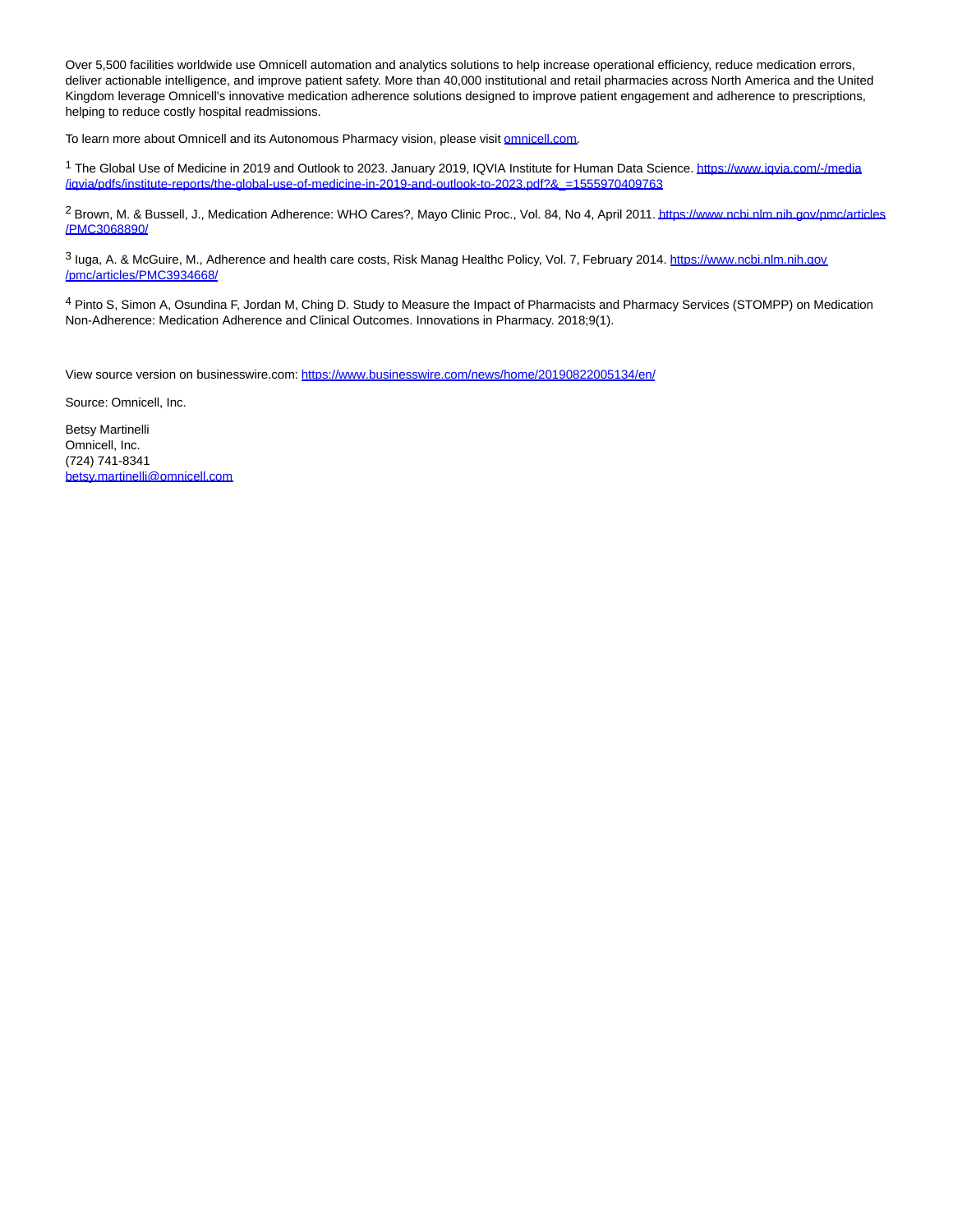Over 5,500 facilities worldwide use Omnicell automation and analytics solutions to help increase operational efficiency, reduce medication errors, deliver actionable intelligence, and improve patient safety. More than 40,000 institutional and retail pharmacies across North America and the United Kingdom leverage Omnicell's innovative medication adherence solutions designed to improve patient engagement and adherence to prescriptions, helping to reduce costly hospital readmissions.

To learn more about Omnicell and its Autonomous Pharmacy vision, please visit omnicell.com.

[1] The Global Use of Medicine in 2019 and Outlook to 2023. January 2019, IQVIA Institute for Human Data Science. https://www.iqvia.com/-/media/iqvia/pdfs/institute-reports/the-global-use-of-medicine-in-2019-and-outlook-to-2023.pdf?&_=1555970409763

[2] Brown, M. & Bussell, J., Medication Adherence: WHO Cares?, Mayo Clinic Proc., Vol. 84, No 4, April 2011. https://www.ncbi.nlm.nih.gov/pmc/articles/PMC3068890/

[3] Iuga, A. & McGuire, M., Adherence and health care costs, Risk Manag Healthc Policy, Vol. 7, February 2014. https://www.ncbi.nlm.nih.gov/pmc/articles/PMC3934668/

[4] Pinto S, Simon A, Osundina F, Jordan M, Ching D. Study to Measure the Impact of Pharmacists and Pharmacy Services (STOMPP) on Medication Non-Adherence: Medication Adherence and Clinical Outcomes. Innovations in Pharmacy. 2018;9(1).

View source version on businesswire.com: https://www.businesswire.com/news/home/20190822005134/en/

Source: Omnicell, Inc.

Betsy Martinelli
Omnicell, Inc.
(724) 741-8341
betsy.martinelli@omnicell.com